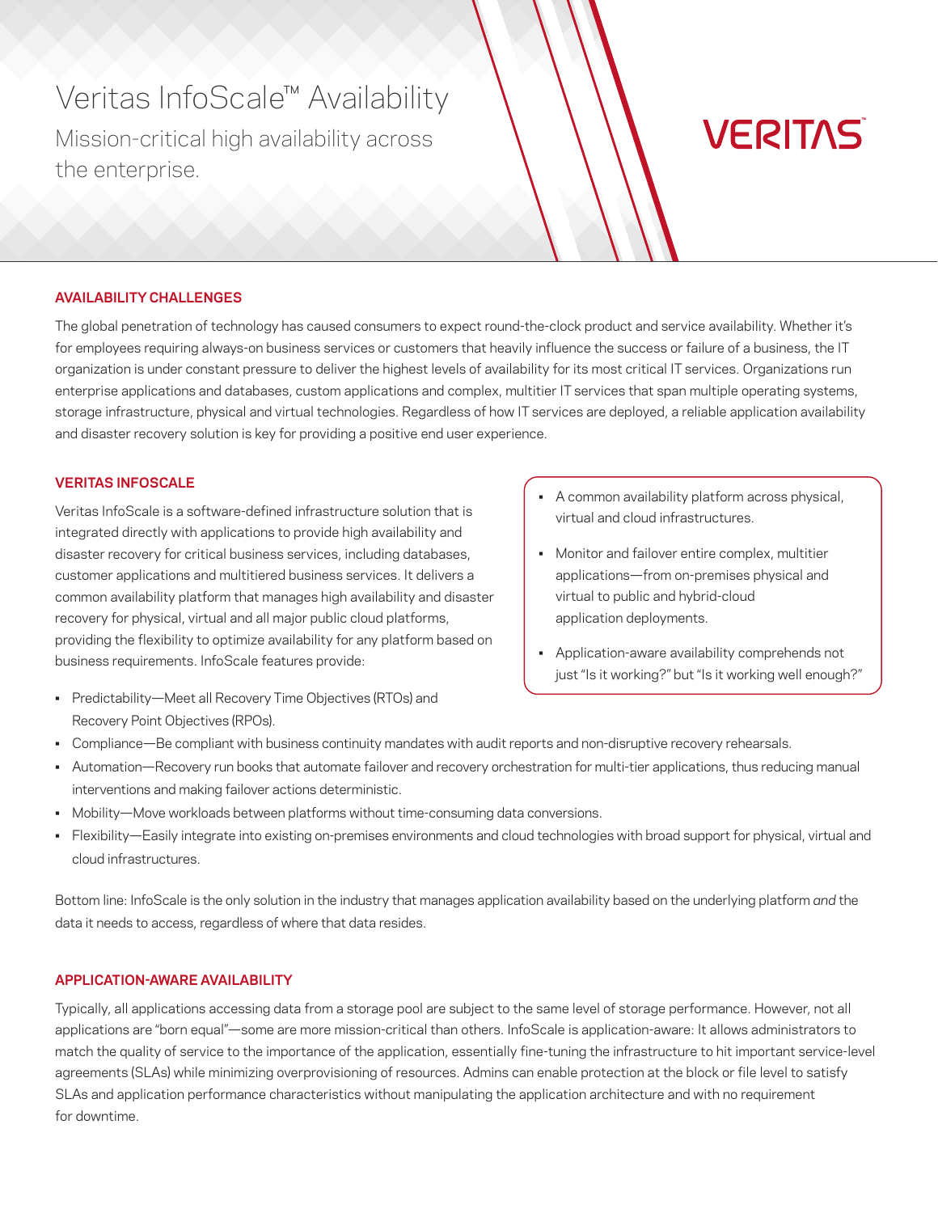# Veritas InfoScale™ Availability

Mission-critical high availability across the enterprise.

VERITAS

## AVAILABILITY CHALLENGES

The global penetration of technology has caused consumers to expect round-the-clock product and service availability. Whether it's for employees requiring always-on business services or customers that heavily influence the success or failure of a business, the IT organization is under constant pressure to deliver the highest levels of availability for its most critical IT services. Organizations run enterprise applications and databases, custom applications and complex, multitier IT services that span multiple operating systems, storage infrastructure, physical and virtual technologies. Regardless of how IT services are deployed, a reliable application availability and disaster recovery solution is key for providing a positive end user experience.

## VERITAS INFOSCALE

Veritas InfoScale is a software-defined infrastructure solution that is integrated directly with applications to provide high availability and disaster recovery for critical business services, including databases, customer applications and multitiered business services. It delivers a common availability platform that manages high availability and disaster recovery for physical, virtual and all major public cloud platforms, providing the flexibility to optimize availability for any platform based on business requirements. InfoScale features provide:

- Predictability—Meet all Recovery Time Objectives (RTOs) and Recovery Point Objectives (RPOs).
- Compliance—Be compliant with business continuity mandates with audit reports and non-disruptive recovery rehearsals.
- Automation—Recovery run books that automate failover and recovery orchestration for multi-tier applications, thus reducing manual interventions and making failover actions deterministic.
- Mobility—Move workloads between platforms without time-consuming data conversions.
- Flexibility—Easily integrate into existing on-premises environments and cloud technologies with broad support for physical, virtual and cloud infrastructures.

- A common availability platform across physical, virtual and cloud infrastructures.
- Monitor and failover entire complex, multitier applications—from on-premises physical and virtual to public and hybrid-cloud application deployments.
- Application-aware availability comprehends not just "Is it working?" but "Is it working well enough?"

Bottom line: InfoScale is the only solution in the industry that manages application availability based on the underlying platform *and* the data it needs to access, regardless of where that data resides.

## APPLICATION-AWARE AVAILABILITY

Typically, all applications accessing data from a storage pool are subject to the same level of storage performance. However, not all applications are "born equal"—some are more mission-critical than others. InfoScale is application-aware: It allows administrators to match the quality of service to the importance of the application, essentially fine-tuning the infrastructure to hit important service-level agreements (SLAs) while minimizing overprovisioning of resources. Admins can enable protection at the block or file level to satisfy SLAs and application performance characteristics without manipulating the application architecture and with no requirement for downtime.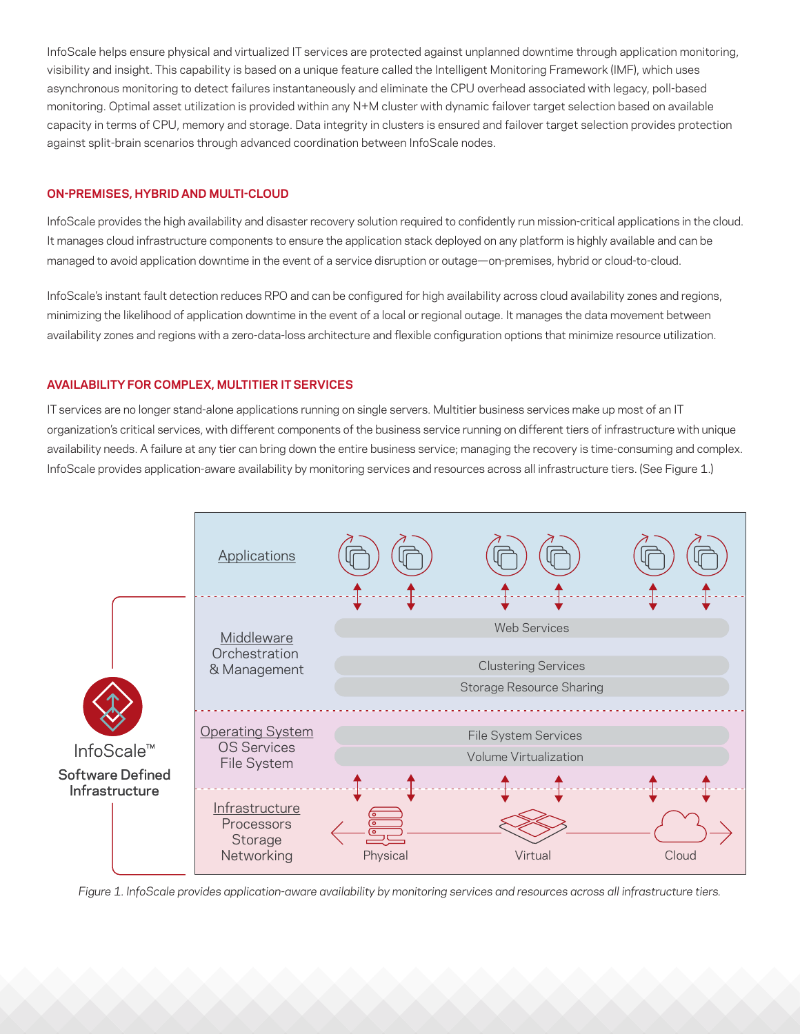InfoScale helps ensure physical and virtualized IT services are protected against unplanned downtime through application monitoring, visibility and insight. This capability is based on a unique feature called the Intelligent Monitoring Framework (IMF), which uses asynchronous monitoring to detect failures instantaneously and eliminate the CPU overhead associated with legacy, poll-based monitoring. Optimal asset utilization is provided within any N+M cluster with dynamic failover target selection based on available capacity in terms of CPU, memory and storage. Data integrity in clusters is ensured and failover target selection provides protection against split-brain scenarios through advanced coordination between InfoScale nodes.

## ON-PREMISES, HYBRID AND MULTI-CLOUD

InfoScale provides the high availability and disaster recovery solution required to confidently run mission-critical applications in the cloud. It manages cloud infrastructure components to ensure the application stack deployed on any platform is highly available and can be managed to avoid application downtime in the event of a service disruption or outage—on-premises, hybrid or cloud-to-cloud.

InfoScale's instant fault detection reduces RPO and can be configured for high availability across cloud availability zones and regions, minimizing the likelihood of application downtime in the event of a local or regional outage. It manages the data movement between availability zones and regions with a zero-data-loss architecture and flexible configuration options that minimize resource utilization.

## AVAILABILITY FOR COMPLEX, MULTITIER IT SERVICES

IT services are no longer stand-alone applications running on single servers. Multitier business services make up most of an IT organization's critical services, with different components of the business service running on different tiers of infrastructure with unique availability needs. A failure at any tier can bring down the entire business service; managing the recovery is time-consuming and complex. InfoScale provides application-aware availability by monitoring services and resources across all infrastructure tiers. (See Figure 1.)

InfoScale™
**Software Defined Infrastructure**

Applications

Middleware
Orchestration
& Management

Web Services
Clustering Services
Storage Resource Sharing

Operating System
OS Services
File System

File System Services
Volume Virtualization

Infrastructure
Processors
Storage
Networking

Physical
Virtual
Cloud

*Figure 1. InfoScale provides application-aware availability by monitoring services and resources across all infrastructure tiers.*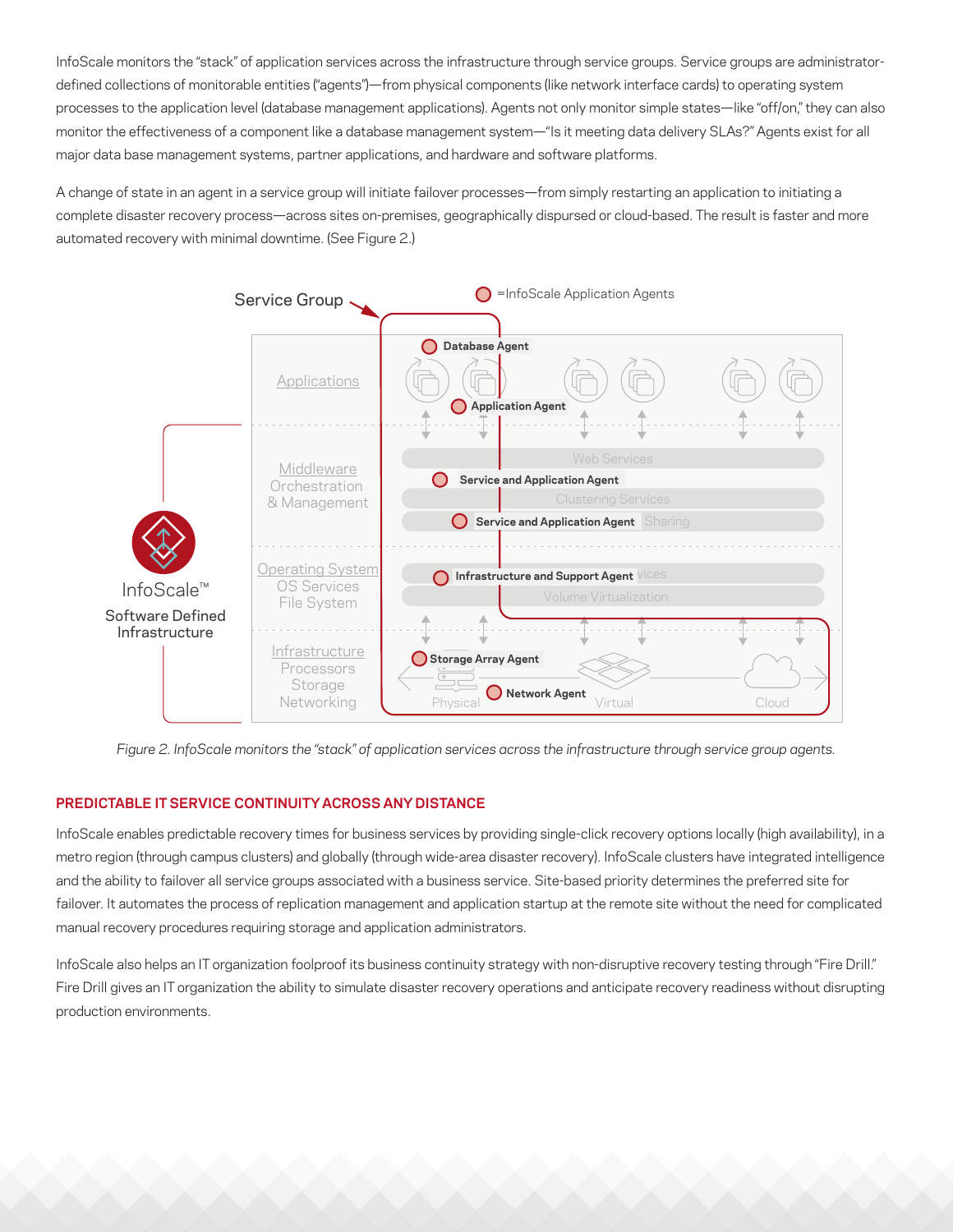InfoScale monitors the "stack" of application services across the infrastructure through service groups. Service groups are administrator-defined collections of monitorable entities ("agents")—from physical components (like network interface cards) to operating system processes to the application level (database management applications). Agents not only monitor simple states—like "off/on," they can also monitor the effectiveness of a component like a database management system—"Is it meeting data delivery SLAs?" Agents exist for all major data base management systems, partner applications, and hardware and software platforms.

A change of state in an agent in a service group will initiate failover processes—from simply restarting an application to initiating a complete disaster recovery process—across sites on-premises, geographically dispursed or cloud-based. The result is faster and more automated recovery with minimal downtime. (See Figure 2.)

*Figure 2. InfoScale monitors the "stack" of application services across the infrastructure through service group agents.*

#### PREDICTABLE IT SERVICE CONTINUITY ACROSS ANY DISTANCE

InfoScale enables predictable recovery times for business services by providing single-click recovery options locally (high availability), in a metro region (through campus clusters) and globally (through wide-area disaster recovery). InfoScale clusters have integrated intelligence and the ability to failover all service groups associated with a business service. Site-based priority determines the preferred site for failover. It automates the process of replication management and application startup at the remote site without the need for complicated manual recovery procedures requiring storage and application administrators.

InfoScale also helps an IT organization foolproof its business continuity strategy with non-disruptive recovery testing through "Fire Drill." Fire Drill gives an IT organization the ability to simulate disaster recovery operations and anticipate recovery readiness without disrupting production environments.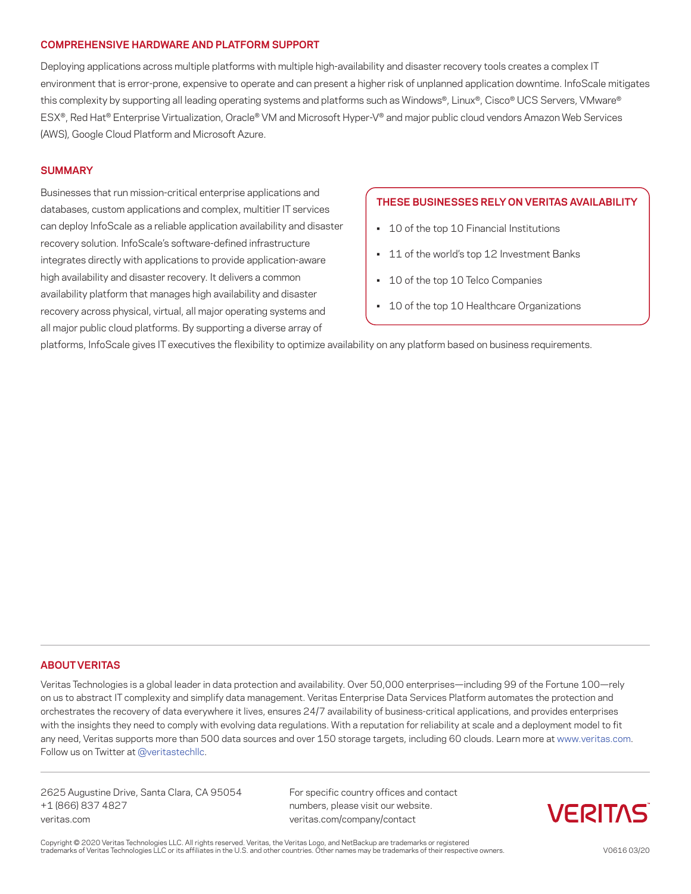## COMPREHENSIVE HARDWARE AND PLATFORM SUPPORT

Deploying applications across multiple platforms with multiple high-availability and disaster recovery tools creates a complex IT environment that is error-prone, expensive to operate and can present a higher risk of unplanned application downtime. InfoScale mitigates this complexity by supporting all leading operating systems and platforms such as Windows®, Linux®, Cisco® UCS Servers, VMware® ESX®, Red Hat® Enterprise Virtualization, Oracle® VM and Microsoft Hyper-V® and major public cloud vendors Amazon Web Services (AWS), Google Cloud Platform and Microsoft Azure.

## SUMMARY

Businesses that run mission-critical enterprise applications and databases, custom applications and complex, multitier IT services can deploy InfoScale as a reliable application availability and disaster recovery solution. InfoScale's software-defined infrastructure integrates directly with applications to provide application-aware high availability and disaster recovery. It delivers a common availability platform that manages high availability and disaster recovery across physical, virtual, all major operating systems and all major public cloud platforms. By supporting a diverse array of platforms, InfoScale gives IT executives the flexibility to optimize availability on any platform based on business requirements.

### THESE BUSINESSES RELY ON VERITAS AVAILABILITY

- 10 of the top 10 Financial Institutions
- 11 of the world's top 12 Investment Banks
- 10 of the top 10 Telco Companies
- 10 of the top 10 Healthcare Organizations

## ABOUT VERITAS

Veritas Technologies is a global leader in data protection and availability. Over 50,000 enterprises—including 99 of the Fortune 100—rely on us to abstract IT complexity and simplify data management. Veritas Enterprise Data Services Platform automates the protection and orchestrates the recovery of data everywhere it lives, ensures 24/7 availability of business-critical applications, and provides enterprises with the insights they need to comply with evolving data regulations. With a reputation for reliability at scale and a deployment model to fit any need, Veritas supports more than 500 data sources and over 150 storage targets, including 60 clouds. Learn more at www.veritas.com. Follow us on Twitter at @veritastechllc.

2625 Augustine Drive, Santa Clara, CA 95054
+1 (866) 837 4827
veritas.com

For specific country offices and contact numbers, please visit our website.
veritas.com/company/contact

VERITAS™

Copyright © 2020 Veritas Technologies LLC. All rights reserved. Veritas, the Veritas Logo, and NetBackup are trademarks or registered trademarks of Veritas Technologies LLC or its affiliates in the U.S. and other countries. Other names may be trademarks of their respective owners.

V0616 03/20